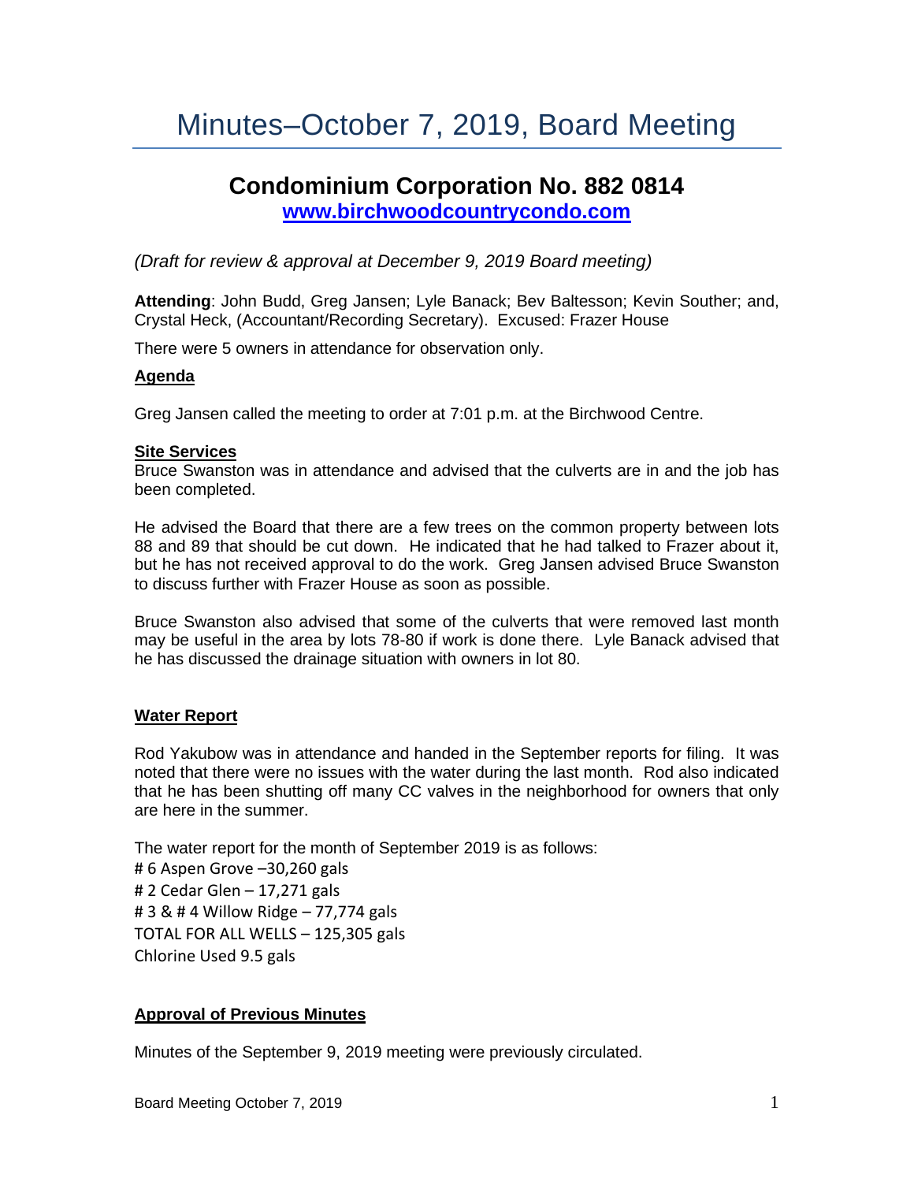# Minutes–October 7, 2019, Board Meeting

## Condominium Corporation No. 882 0814

**[www.birchwoodcountrycondo.com](http://www.birchwoodcountrycondo.com)**

*(Draft for review & approval at December 9, 2019 Board meeting)*

**Attending**: John Budd, Greg Jansen; Lyle Banack; Bev Baltesson; Kevin Souther; and, Crystal Heck, (Accountant/Recording Secretary). Excused: Frazer House

There were 5 owners in attendance for observation only.

**Agenda**

Greg Jansen called the meeting to order at 7:01 p.m. at the Birchwood Centre.

**Site Services**

Bruce Swanston was in attendance and advised that the culverts are in and the job has been completed.

He advised the Board that there are a few trees on the common property between lots 88 and 89 that should be cut down. He indicated that he had talked to Frazer about it, but he has not received approval to do the work. Greg Jansen advised Bruce Swanston to discuss further with Frazer House as soon as possible.

Bruce Swanston also advised that some of the culverts that were removed last month may be useful in the area by lots 78-80 if work is done there. Lyle Banack advised that he has discussed the drainage situation with owners in lot 80.

**Water Report**

Rod Yakubow was in attendance and handed in the September reports for filing. It was noted that there were no issues with the water during the last month. Rod also indicated that he has been shutting off many CC valves in the neighborhood for owners that only are here in the summer.

The water report for the month of September 2019 is as follows:
# 6 Aspen Grove –30,260 gals
# 2 Cedar Glen – 17,271 gals
# 3 & # 4 Willow Ridge – 77,774 gals
TOTAL FOR ALL WELLS – 125,305 gals
Chlorine Used 9.5 gals

**Approval of Previous Minutes**

Minutes of the September 9, 2019 meeting were previously circulated.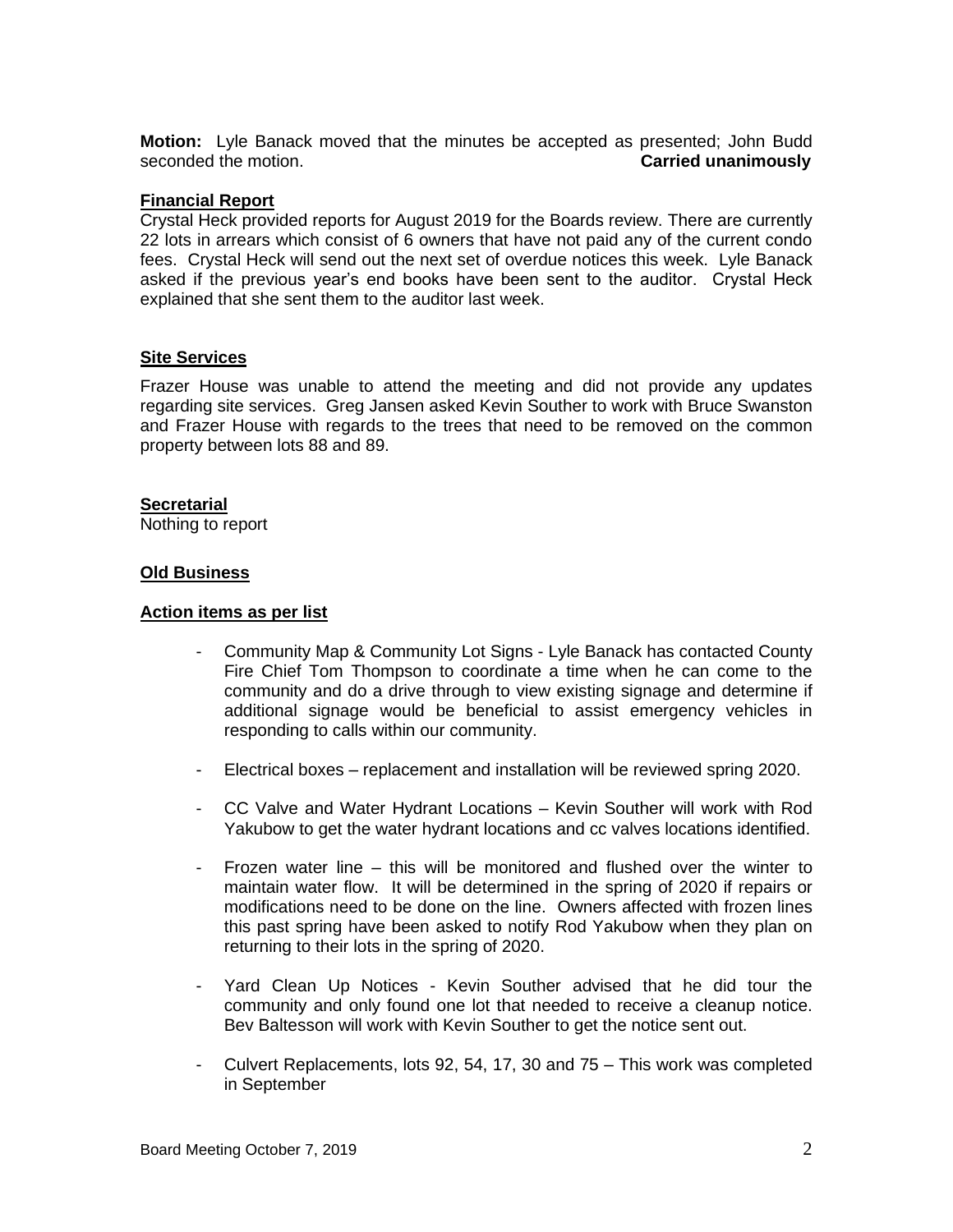**Motion:** Lyle Banack moved that the minutes be accepted as presented; John Budd seconded the motion. **Carried unanimously**

**Financial Report**

Crystal Heck provided reports for August 2019 for the Boards review. There are currently 22 lots in arrears which consist of 6 owners that have not paid any of the current condo fees. Crystal Heck will send out the next set of overdue notices this week. Lyle Banack asked if the previous year's end books have been sent to the auditor. Crystal Heck explained that she sent them to the auditor last week.

**Site Services**

Frazer House was unable to attend the meeting and did not provide any updates regarding site services. Greg Jansen asked Kevin Souther to work with Bruce Swanston and Frazer House with regards to the trees that need to be removed on the common property between lots 88 and 89.

**Secretarial**

Nothing to report

**Old Business**

**Action items as per list**

- Community Map & Community Lot Signs - Lyle Banack has contacted County Fire Chief Tom Thompson to coordinate a time when he can come to the community and do a drive through to view existing signage and determine if additional signage would be beneficial to assist emergency vehicles in responding to calls within our community.
- Electrical boxes – replacement and installation will be reviewed spring 2020.
- CC Valve and Water Hydrant Locations – Kevin Souther will work with Rod Yakubow to get the water hydrant locations and cc valves locations identified.
- Frozen water line – this will be monitored and flushed over the winter to maintain water flow. It will be determined in the spring of 2020 if repairs or modifications need to be done on the line. Owners affected with frozen lines this past spring have been asked to notify Rod Yakubow when they plan on returning to their lots in the spring of 2020.
- Yard Clean Up Notices - Kevin Souther advised that he did tour the community and only found one lot that needed to receive a cleanup notice. Bev Baltesson will work with Kevin Souther to get the notice sent out.
- Culvert Replacements, lots 92, 54, 17, 30 and 75 – This work was completed in September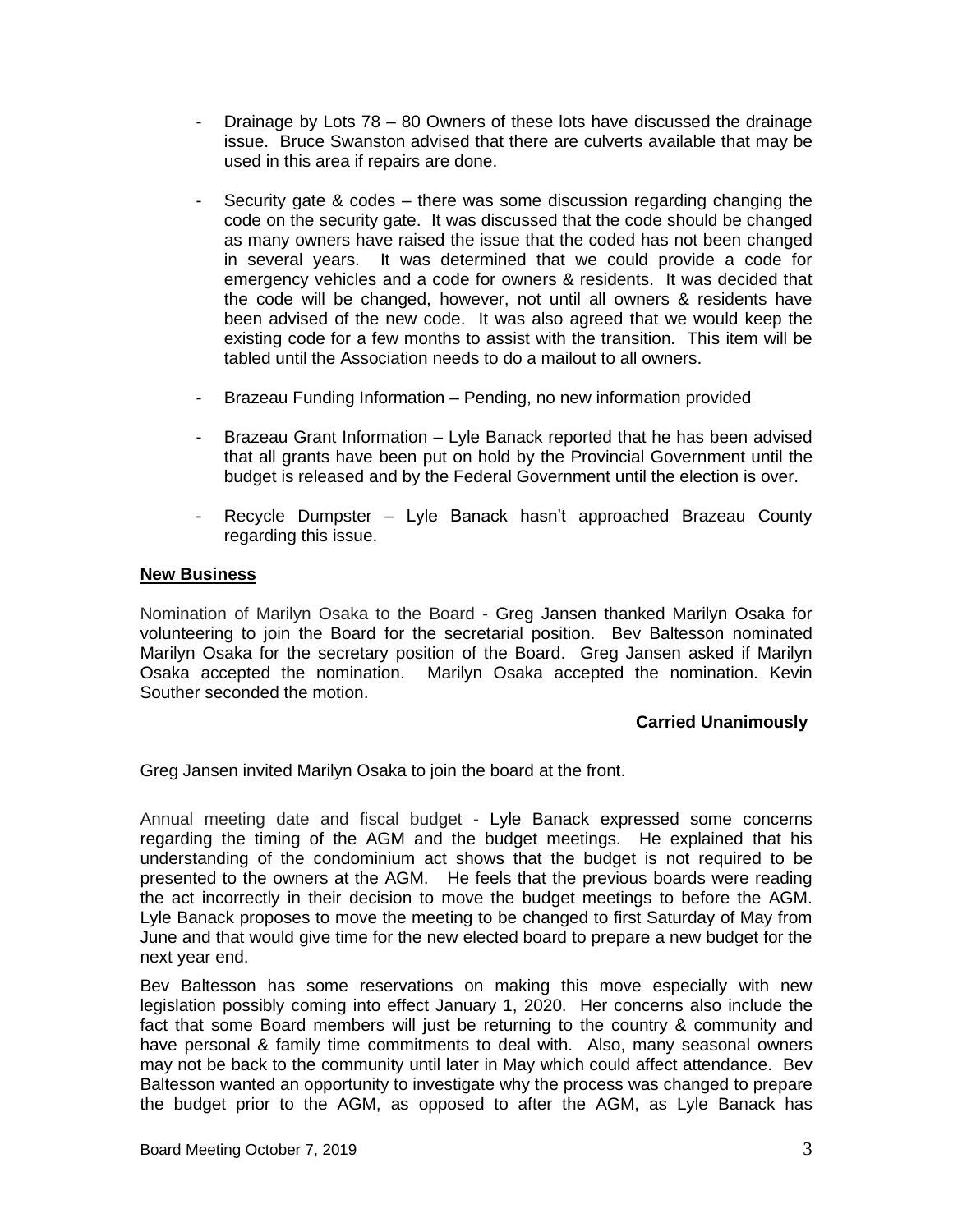- Drainage by Lots 78 – 80 Owners of these lots have discussed the drainage issue. Bruce Swanston advised that there are culverts available that may be used in this area if repairs are done.

- Security gate & codes – there was some discussion regarding changing the code on the security gate. It was discussed that the code should be changed as many owners have raised the issue that the coded has not been changed in several years. It was determined that we could provide a code for emergency vehicles and a code for owners & residents. It was decided that the code will be changed, however, not until all owners & residents have been advised of the new code. It was also agreed that we would keep the existing code for a few months to assist with the transition. This item will be tabled until the Association needs to do a mailout to all owners.

- Brazeau Funding Information – Pending, no new information provided

- Brazeau Grant Information – Lyle Banack reported that he has been advised that all grants have been put on hold by the Provincial Government until the budget is released and by the Federal Government until the election is over.

- Recycle Dumpster – Lyle Banack hasn't approached Brazeau County regarding this issue.

**New Business**

Nomination of Marilyn Osaka to the Board - Greg Jansen thanked Marilyn Osaka for volunteering to join the Board for the secretarial position. Bev Baltesson nominated Marilyn Osaka for the secretary position of the Board. Greg Jansen asked if Marilyn Osaka accepted the nomination. Marilyn Osaka accepted the nomination. Kevin Souther seconded the motion.

**Carried Unanimously**

Greg Jansen invited Marilyn Osaka to join the board at the front.

Annual meeting date and fiscal budget - Lyle Banack expressed some concerns regarding the timing of the AGM and the budget meetings. He explained that his understanding of the condominium act shows that the budget is not required to be presented to the owners at the AGM. He feels that the previous boards were reading the act incorrectly in their decision to move the budget meetings to before the AGM. Lyle Banack proposes to move the meeting to be changed to first Saturday of May from June and that would give time for the new elected board to prepare a new budget for the next year end.

Bev Baltesson has some reservations on making this move especially with new legislation possibly coming into effect January 1, 2020. Her concerns also include the fact that some Board members will just be returning to the country & community and have personal & family time commitments to deal with. Also, many seasonal owners may not be back to the community until later in May which could affect attendance. Bev Baltesson wanted an opportunity to investigate why the process was changed to prepare the budget prior to the AGM, as opposed to after the AGM, as Lyle Banack has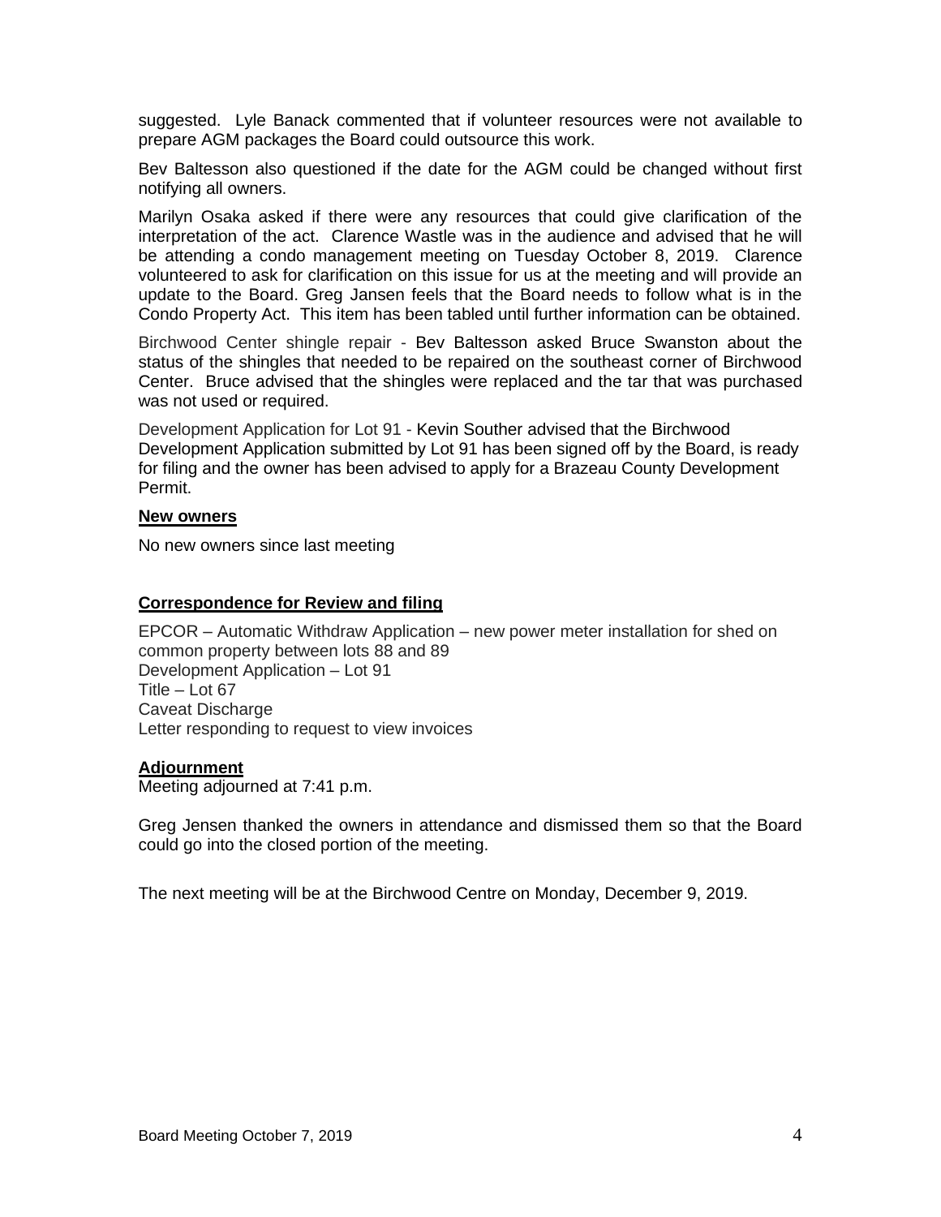suggested. Lyle Banack commented that if volunteer resources were not available to prepare AGM packages the Board could outsource this work.

Bev Baltesson also questioned if the date for the AGM could be changed without first notifying all owners.

Marilyn Osaka asked if there were any resources that could give clarification of the interpretation of the act. Clarence Wastle was in the audience and advised that he will be attending a condo management meeting on Tuesday October 8, 2019. Clarence volunteered to ask for clarification on this issue for us at the meeting and will provide an update to the Board. Greg Jansen feels that the Board needs to follow what is in the Condo Property Act. This item has been tabled until further information can be obtained.

Birchwood Center shingle repair - Bev Baltesson asked Bruce Swanston about the status of the shingles that needed to be repaired on the southeast corner of Birchwood Center. Bruce advised that the shingles were replaced and the tar that was purchased was not used or required.

Development Application for Lot 91 - Kevin Souther advised that the Birchwood Development Application submitted by Lot 91 has been signed off by the Board, is ready for filing and the owner has been advised to apply for a Brazeau County Development Permit.

**New owners**

No new owners since last meeting

**Correspondence for Review and filing**

EPCOR – Automatic Withdraw Application – new power meter installation for shed on common property between lots 88 and 89
Development Application – Lot 91
Title – Lot 67
Caveat Discharge
Letter responding to request to view invoices

**Adjournment**

Meeting adjourned at 7:41 p.m.

Greg Jensen thanked the owners in attendance and dismissed them so that the Board could go into the closed portion of the meeting.

The next meeting will be at the Birchwood Centre on Monday, December 9, 2019.